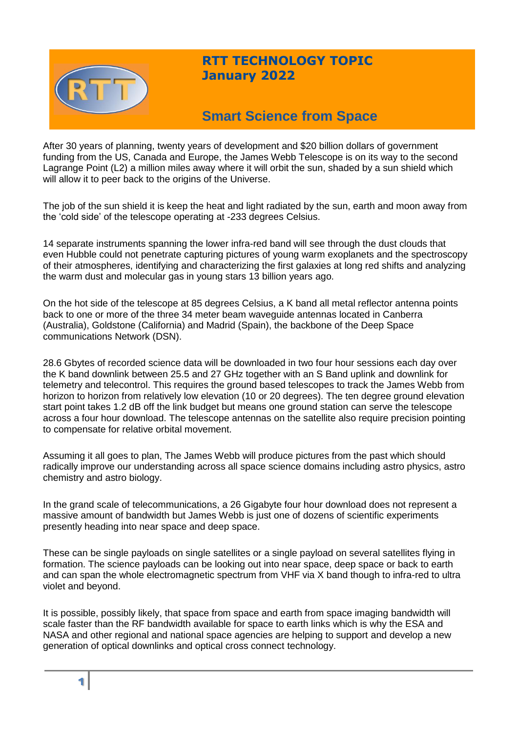# RTT TECHNOLOGY TOPIC
## January 2022

## Smart Science from Space

After 30 years of planning, twenty years of development and $20 billion dollars of government funding from the US, Canada and Europe, the James Webb Telescope is on its way to the second Lagrange Point (L2) a million miles away where it will orbit the sun, shaded by a sun shield which will allow it to peer back to the origins of the Universe.

The job of the sun shield it is keep the heat and light radiated by the sun, earth and moon away from the 'cold side' of the telescope operating at -233 degrees Celsius.

14 separate instruments spanning the lower infra-red band will see through the dust clouds that even Hubble could not penetrate capturing pictures of young warm exoplanets and the spectroscopy of their atmospheres, identifying and characterizing the first galaxies at long red shifts and analyzing the warm dust and molecular gas in young stars 13 billion years ago.

On the hot side of the telescope at 85 degrees Celsius, a K band all metal reflector antenna points back to one or more of the three 34 meter beam waveguide antennas located in Canberra (Australia), Goldstone (California) and Madrid (Spain), the backbone of the Deep Space communications Network (DSN).

28.6 Gbytes of recorded science data will be downloaded in two four hour sessions each day over the K band downlink between 25.5 and 27 GHz together with an S Band uplink and downlink for telemetry and telecontrol. This requires the ground based telescopes to track the James Webb from horizon to horizon from relatively low elevation (10 or 20 degrees). The ten degree ground elevation start point takes 1.2 dB off the link budget but means one ground station can serve the telescope across a four hour download. The telescope antennas on the satellite also require precision pointing to compensate for relative orbital movement.

Assuming it all goes to plan, The James Webb will produce pictures from the past which should radically improve our understanding across all space science domains including astro physics, astro chemistry and astro biology.

In the grand scale of telecommunications, a 26 Gigabyte four hour download does not represent a massive amount of bandwidth but James Webb is just one of dozens of scientific experiments presently heading into near space and deep space.

These can be single payloads on single satellites or a single payload on several satellites flying in formation. The science payloads can be looking out into near space, deep space or back to earth and can span the whole electromagnetic spectrum from VHF via X band though to infra-red to ultra violet and beyond.

It is possible, possibly likely, that space from space and earth from space imaging bandwidth will scale faster than the RF bandwidth available for space to earth links which is why the ESA and NASA and other regional and national space agencies are helping to support and develop a new generation of optical downlinks and optical cross connect technology.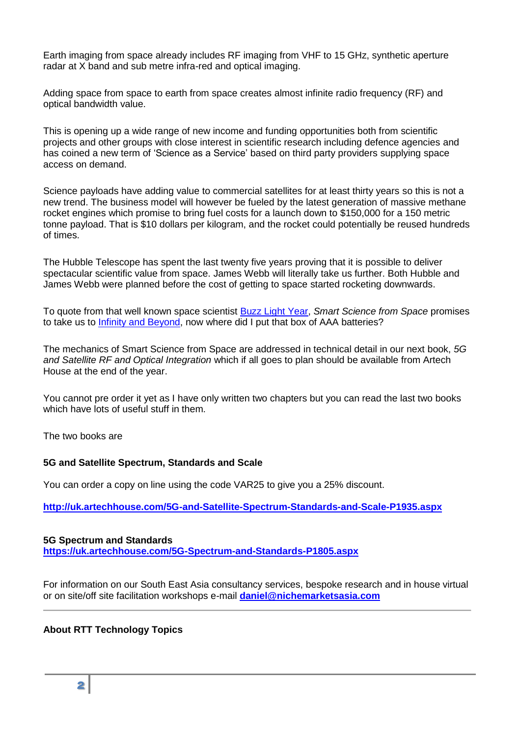Earth imaging from space already includes RF imaging from VHF to 15 GHz, synthetic aperture radar at X band and sub metre infra-red and optical imaging.

Adding space from space to earth from space creates almost infinite radio frequency (RF) and optical bandwidth value.

This is opening up a wide range of new income and funding opportunities both from scientific projects and other groups with close interest in scientific research including defence agencies and has coined a new term of 'Science as a Service' based on third party providers supplying space access on demand.

Science payloads have adding value to commercial satellites for at least thirty years so this is not a new trend. The business model will however be fueled by the latest generation of massive methane rocket engines which promise to bring fuel costs for a launch down to $150,000 for a 150 metric tonne payload. That is $10 dollars per kilogram, and the rocket could potentially be reused hundreds of times.

The Hubble Telescope has spent the last twenty five years proving that it is possible to deliver spectacular scientific value from space. James Webb will literally take us further. Both Hubble and James Webb were planned before the cost of getting to space started rocketing downwards.

To quote from that well known space scientist Buzz Light Year, *Smart Science from Space* promises to take us to Infinity and Beyond, now where did I put that box of AAA batteries?

The mechanics of Smart Science from Space are addressed in technical detail in our next book, *5G and Satellite RF and Optical Integration* which if all goes to plan should be available from Artech House at the end of the year.

You cannot pre order it yet as I have only written two chapters but you can read the last two books which have lots of useful stuff in them.

The two books are

**5G and Satellite Spectrum, Standards and Scale**

You can order a copy on line using the code VAR25 to give you a 25% discount.

**http://uk.artechhouse.com/5G-and-Satellite-Spectrum-Standards-and-Scale-P1935.aspx**

**5G Spectrum and Standards**
**https://uk.artechhouse.com/5G-Spectrum-and-Standards-P1805.aspx**

For information on our South East Asia consultancy services, bespoke research and in house virtual or on site/off site facilitation workshops e-mail **daniel@nichemarketsasia.com**

---

**About RTT Technology Topics**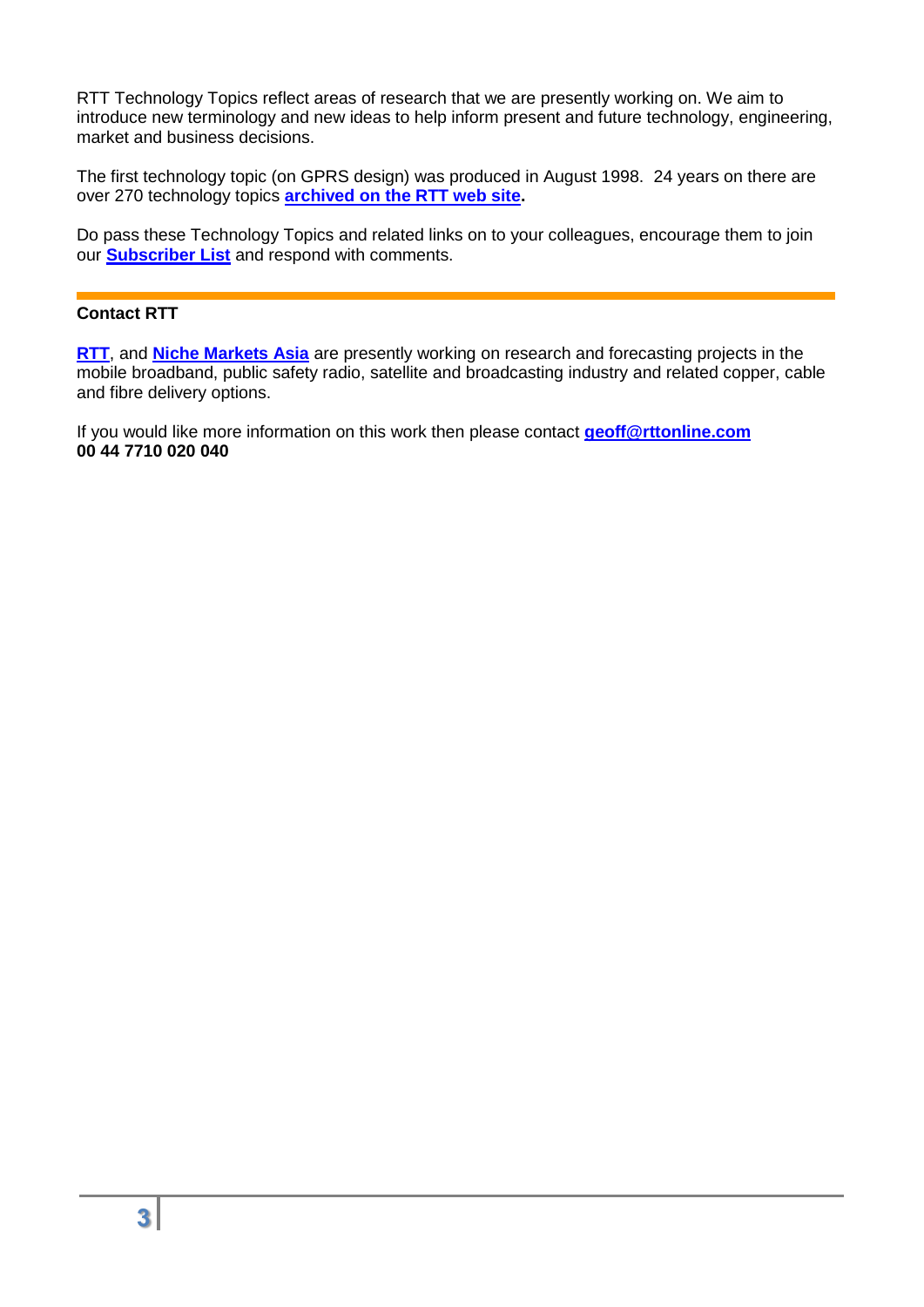RTT Technology Topics reflect areas of research that we are presently working on. We aim to introduce new terminology and new ideas to help inform present and future technology, engineering, market and business decisions.

The first technology topic (on GPRS design) was produced in August 1998. 24 years on there are over 270 technology topics **archived on the RTT web site.**

Do pass these Technology Topics and related links on to your colleagues, encourage them to join our **Subscriber List** and respond with comments.

---

**Contact RTT**

**RTT**, and **Niche Markets Asia** are presently working on research and forecasting projects in the mobile broadband, public safety radio, satellite and broadcasting industry and related copper, cable and fibre delivery options.

If you would like more information on this work then please contact **geoff@rttonline.com**
**00 44 7710 020 040**